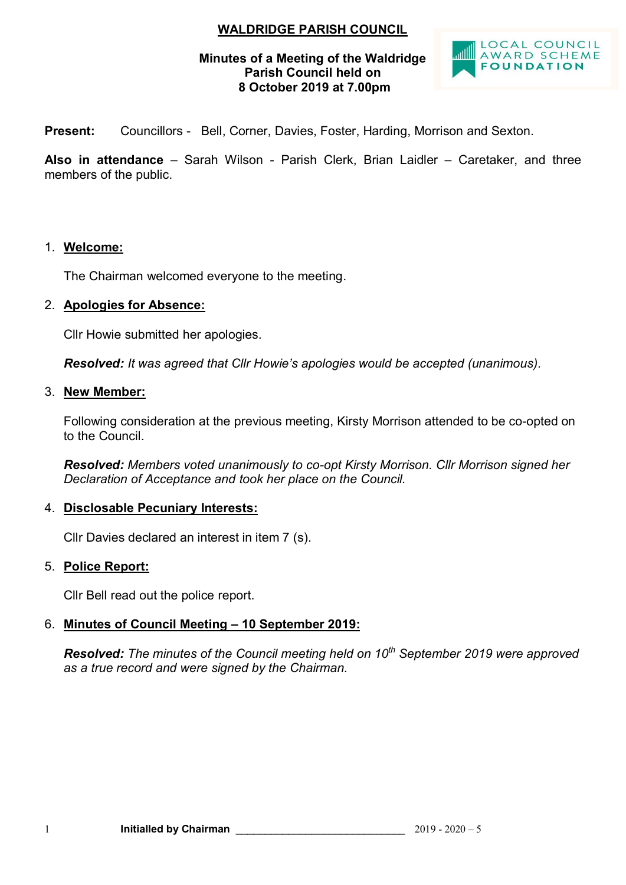# WALDRIDGE PARISH COUNCIL

**Minutes of a Meeting of the Waldridge Parish Council held on 8 October 2019 at 7.00pm**

LOCAL COUNCIL AWARD SCHEME FOUNDATION

**Present:** Councillors - Bell, Corner, Davies, Foster, Harding, Morrison and Sexton.

**Also in attendance** – Sarah Wilson - Parish Clerk, Brian Laidler – Caretaker, and three members of the public.

1. **Welcome:**

   The Chairman welcomed everyone to the meeting.

2. **Apologies for Absence:**

   Cllr Howie submitted her apologies.

   ***Resolved:*** *It was agreed that Cllr Howie's apologies would be accepted (unanimous).*

3. **New Member:**

   Following consideration at the previous meeting, Kirsty Morrison attended to be co-opted on to the Council.

   ***Resolved:*** *Members voted unanimously to co-opt Kirsty Morrison. Cllr Morrison signed her Declaration of Acceptance and took her place on the Council.*

4. **Disclosable Pecuniary Interests:**

   Cllr Davies declared an interest in item 7 (s).

5. **Police Report:**

   Cllr Bell read out the police report.

6. **Minutes of Council Meeting – 10 September 2019:**

   ***Resolved:*** *The minutes of the Council meeting held on 10th September 2019 were approved as a true record and were signed by the Chairman.*

**Initialled by Chairman** ______________________________ 2019 - 2020 – 5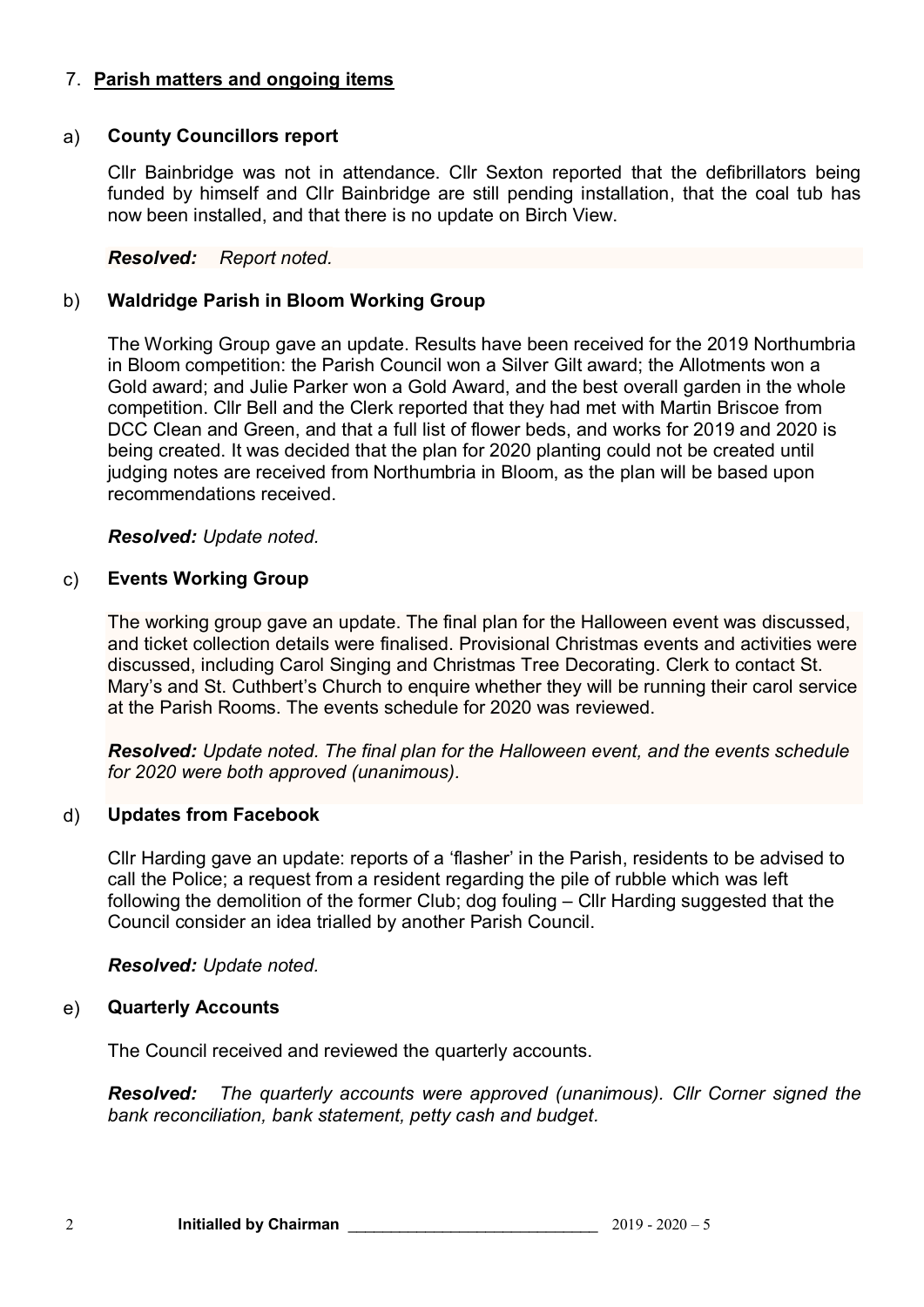## 7. **Parish matters and ongoing items**

### a) **County Councillors report**

Cllr Bainbridge was not in attendance. Cllr Sexton reported that the defibrillators being funded by himself and Cllr Bainbridge are still pending installation, that the coal tub has now been installed, and that there is no update on Birch View.

***Resolved:*** *Report noted.*

### b) **Waldridge Parish in Bloom Working Group**

The Working Group gave an update. Results have been received for the 2019 Northumbria in Bloom competition: the Parish Council won a Silver Gilt award; the Allotments won a Gold award; and Julie Parker won a Gold Award, and the best overall garden in the whole competition. Cllr Bell and the Clerk reported that they had met with Martin Briscoe from DCC Clean and Green, and that a full list of flower beds, and works for 2019 and 2020 is being created. It was decided that the plan for 2020 planting could not be created until judging notes are received from Northumbria in Bloom, as the plan will be based upon recommendations received.

***Resolved:*** *Update noted.*

### c) **Events Working Group**

The working group gave an update. The final plan for the Halloween event was discussed, and ticket collection details were finalised. Provisional Christmas events and activities were discussed, including Carol Singing and Christmas Tree Decorating. Clerk to contact St. Mary's and St. Cuthbert's Church to enquire whether they will be running their carol service at the Parish Rooms. The events schedule for 2020 was reviewed.

***Resolved:*** *Update noted. The final plan for the Halloween event, and the events schedule for 2020 were both approved (unanimous).*

### d) **Updates from Facebook**

Cllr Harding gave an update: reports of a 'flasher' in the Parish, residents to be advised to call the Police; a request from a resident regarding the pile of rubble which was left following the demolition of the former Club; dog fouling – Cllr Harding suggested that the Council consider an idea trialled by another Parish Council.

***Resolved:*** *Update noted.*

### e) **Quarterly Accounts**

The Council received and reviewed the quarterly accounts.

***Resolved:*** *The quarterly accounts were approved (unanimous). Cllr Corner signed the bank reconciliation, bank statement, petty cash and budget.*

**Initialled by Chairman** ______________________________ 2019 - 2020 – 5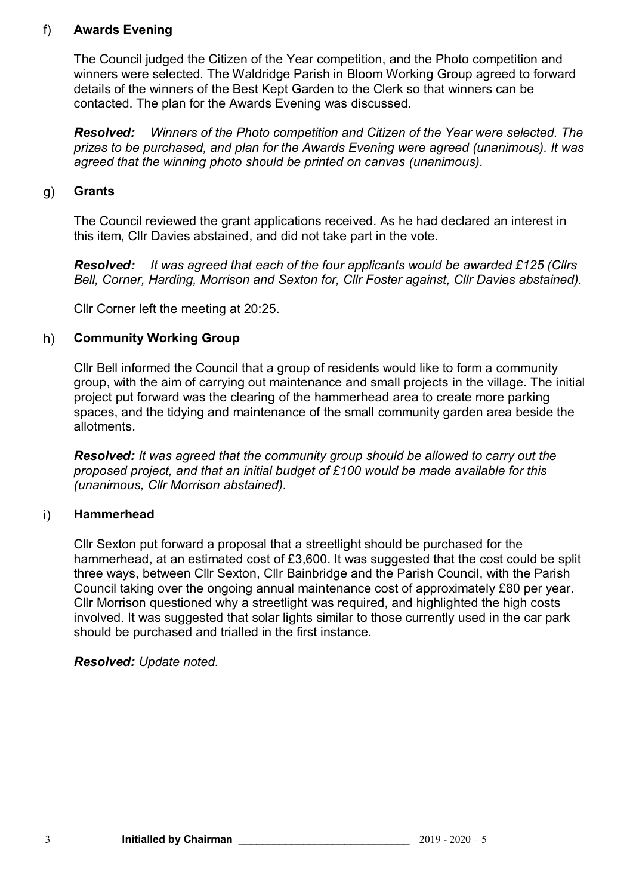f) **Awards Evening**

The Council judged the Citizen of the Year competition, and the Photo competition and winners were selected. The Waldridge Parish in Bloom Working Group agreed to forward details of the winners of the Best Kept Garden to the Clerk so that winners can be contacted. The plan for the Awards Evening was discussed.

***Resolved:*** *Winners of the Photo competition and Citizen of the Year were selected. The prizes to be purchased, and plan for the Awards Evening were agreed (unanimous). It was agreed that the winning photo should be printed on canvas (unanimous).*

g) **Grants**

The Council reviewed the grant applications received. As he had declared an interest in this item, Cllr Davies abstained, and did not take part in the vote.

***Resolved:*** *It was agreed that each of the four applicants would be awarded £125 (Cllrs Bell, Corner, Harding, Morrison and Sexton for, Cllr Foster against, Cllr Davies abstained).*

Cllr Corner left the meeting at 20:25.

h) **Community Working Group**

Cllr Bell informed the Council that a group of residents would like to form a community group, with the aim of carrying out maintenance and small projects in the village. The initial project put forward was the clearing of the hammerhead area to create more parking spaces, and the tidying and maintenance of the small community garden area beside the allotments.

***Resolved:*** *It was agreed that the community group should be allowed to carry out the proposed project, and that an initial budget of £100 would be made available for this (unanimous, Cllr Morrison abstained).*

i) **Hammerhead**

Cllr Sexton put forward a proposal that a streetlight should be purchased for the hammerhead, at an estimated cost of £3,600. It was suggested that the cost could be split three ways, between Cllr Sexton, Cllr Bainbridge and the Parish Council, with the Parish Council taking over the ongoing annual maintenance cost of approximately £80 per year. Cllr Morrison questioned why a streetlight was required, and highlighted the high costs involved. It was suggested that solar lights similar to those currently used in the car park should be purchased and trialled in the first instance.

***Resolved:*** *Update noted.*

**Initialled by Chairman** ____________________________ 2019 - 2020 – 5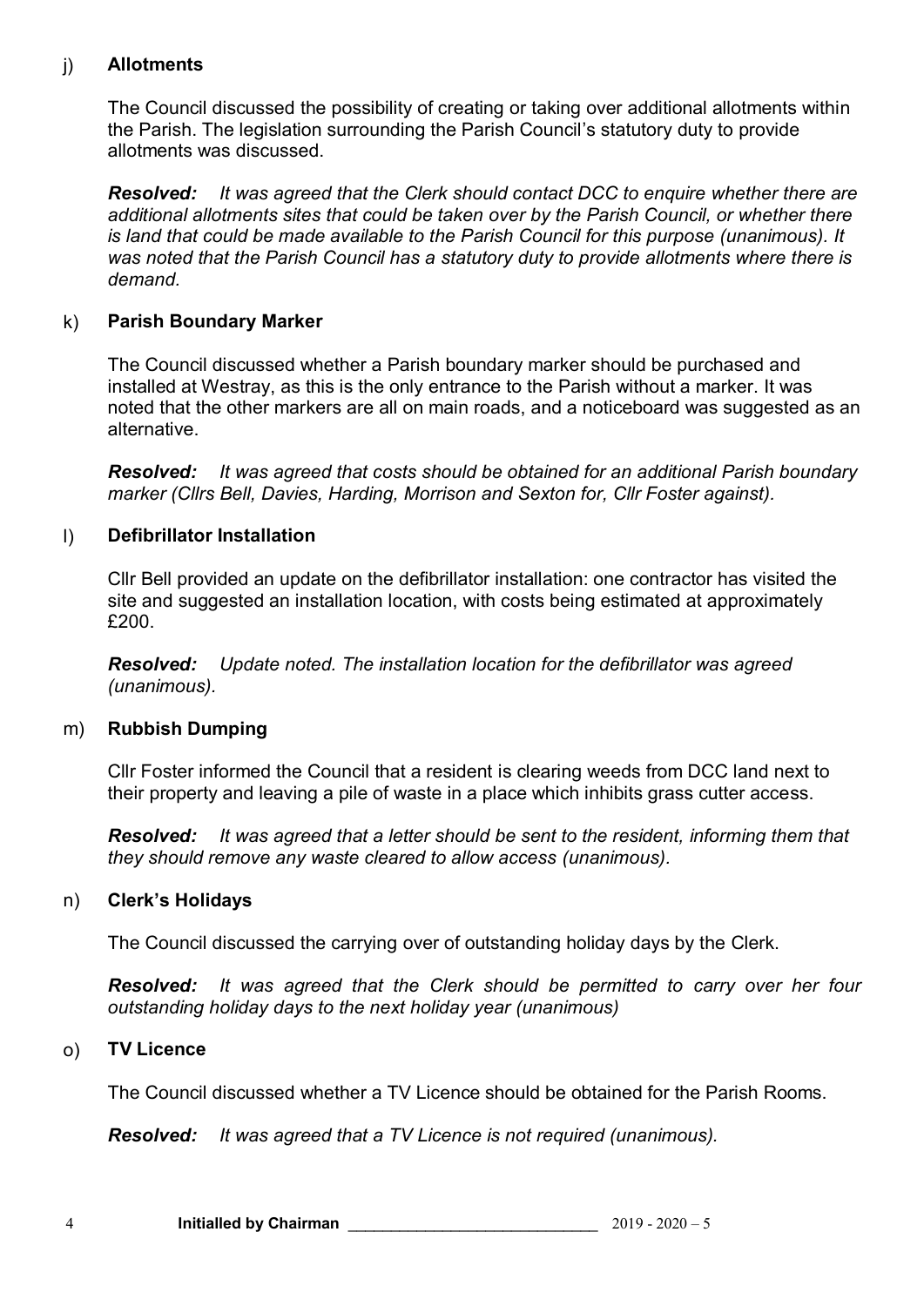j) **Allotments**

The Council discussed the possibility of creating or taking over additional allotments within the Parish. The legislation surrounding the Parish Council's statutory duty to provide allotments was discussed.

***Resolved:*** *It was agreed that the Clerk should contact DCC to enquire whether there are additional allotments sites that could be taken over by the Parish Council, or whether there is land that could be made available to the Parish Council for this purpose (unanimous). It was noted that the Parish Council has a statutory duty to provide allotments where there is demand.*

k) **Parish Boundary Marker**

The Council discussed whether a Parish boundary marker should be purchased and installed at Westray, as this is the only entrance to the Parish without a marker. It was noted that the other markers are all on main roads, and a noticeboard was suggested as an alternative.

***Resolved:*** *It was agreed that costs should be obtained for an additional Parish boundary marker (Cllrs Bell, Davies, Harding, Morrison and Sexton for, Cllr Foster against).*

l) **Defibrillator Installation**

Cllr Bell provided an update on the defibrillator installation: one contractor has visited the site and suggested an installation location, with costs being estimated at approximately £200.

***Resolved:*** *Update noted. The installation location for the defibrillator was agreed (unanimous).*

m) **Rubbish Dumping**

Cllr Foster informed the Council that a resident is clearing weeds from DCC land next to their property and leaving a pile of waste in a place which inhibits grass cutter access.

***Resolved:*** *It was agreed that a letter should be sent to the resident, informing them that they should remove any waste cleared to allow access (unanimous).*

n) **Clerk's Holidays**

The Council discussed the carrying over of outstanding holiday days by the Clerk.

***Resolved:*** *It was agreed that the Clerk should be permitted to carry over her four outstanding holiday days to the next holiday year (unanimous)*

o) **TV Licence**

The Council discussed whether a TV Licence should be obtained for the Parish Rooms.

***Resolved:*** *It was agreed that a TV Licence is not required (unanimous).*

**Initialled by Chairman** ____________________________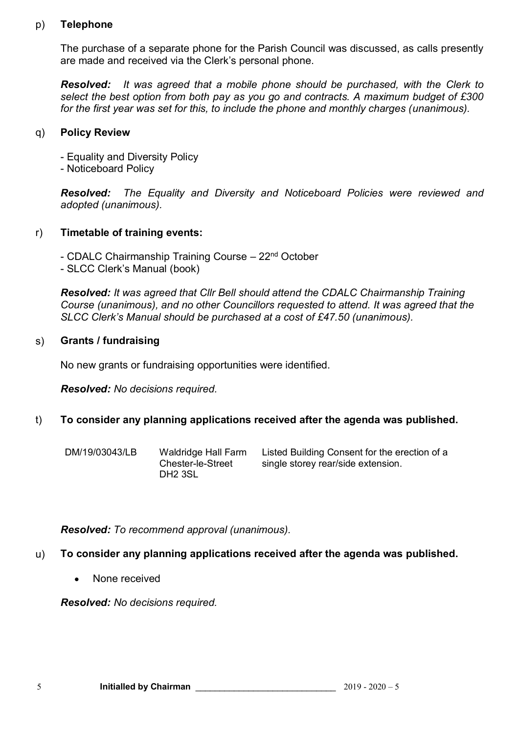p) **Telephone**

The purchase of a separate phone for the Parish Council was discussed, as calls presently are made and received via the Clerk's personal phone.

***Resolved:*** *It was agreed that a mobile phone should be purchased, with the Clerk to select the best option from both pay as you go and contracts. A maximum budget of £300 for the first year was set for this, to include the phone and monthly charges (unanimous).*

q) **Policy Review**

- Equality and Diversity Policy
- Noticeboard Policy

***Resolved:*** *The Equality and Diversity and Noticeboard Policies were reviewed and adopted (unanimous).*

r) **Timetable of training events:**

- CDALC Chairmanship Training Course – 22nd October
- SLCC Clerk's Manual (book)

***Resolved:*** *It was agreed that Cllr Bell should attend the CDALC Chairmanship Training Course (unanimous), and no other Councillors requested to attend. It was agreed that the SLCC Clerk's Manual should be purchased at a cost of £47.50 (unanimous).*

s) **Grants / fundraising**

No new grants or fundraising opportunities were identified.

***Resolved:*** *No decisions required.*

t) **To consider any planning applications received after the agenda was published.**

| | | |
|---|---|---|
| DM/19/03043/LB | Waldridge Hall Farm Chester-le-Street DH2 3SL | Listed Building Consent for the erection of a single storey rear/side extension. |

***Resolved:*** *To recommend approval (unanimous).*

u) **To consider any planning applications received after the agenda was published.**

- None received

***Resolved:*** *No decisions required.*

**Initialled by Chairman** \_\_\_\_\_\_\_\_\_\_\_\_\_\_\_\_\_\_\_\_\_\_\_\_\_\_\_\_ 2019 - 2020 – 5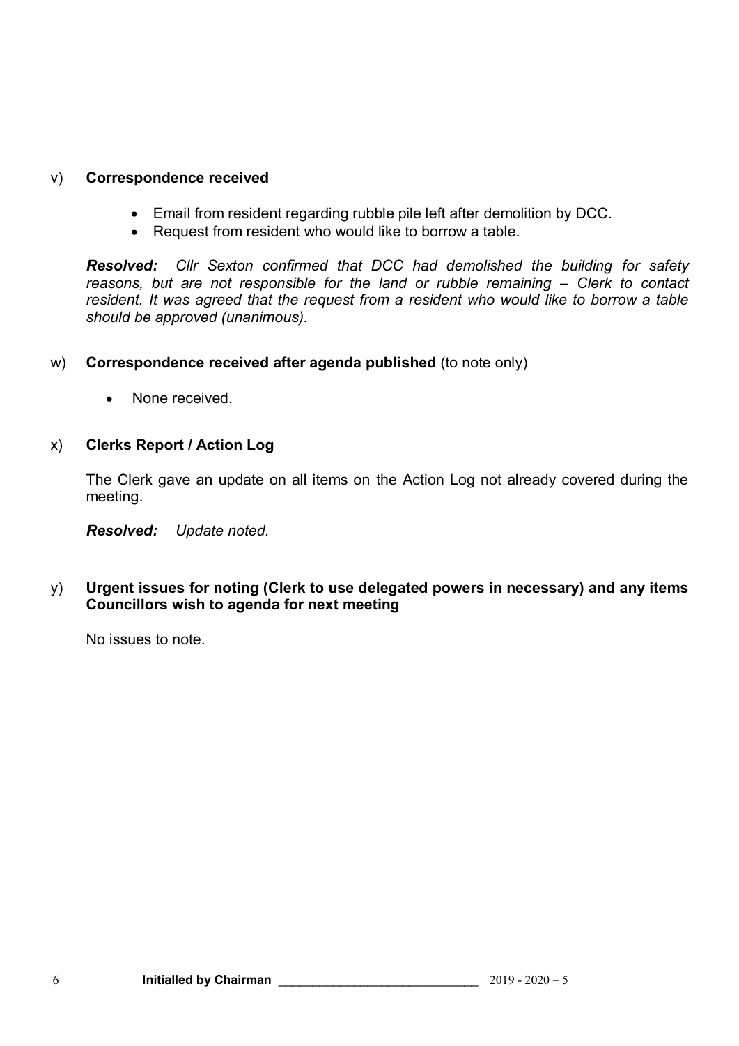v) **Correspondence received**

- Email from resident regarding rubble pile left after demolition by DCC.
- Request from resident who would like to borrow a table.

***Resolved:*** *Cllr Sexton confirmed that DCC had demolished the building for safety reasons, but are not responsible for the land or rubble remaining – Clerk to contact resident. It was agreed that the request from a resident who would like to borrow a table should be approved (unanimous).*

w) **Correspondence received after agenda published** (to note only)

- None received.

x) **Clerks Report / Action Log**

The Clerk gave an update on all items on the Action Log not already covered during the meeting.

***Resolved:*** *Update noted.*

y) **Urgent issues for noting (Clerk to use delegated powers in necessary) and any items Councillors wish to agenda for next meeting**

No issues to note.

**Initialled by Chairman** ____________________________ 2019 - 2020 – 5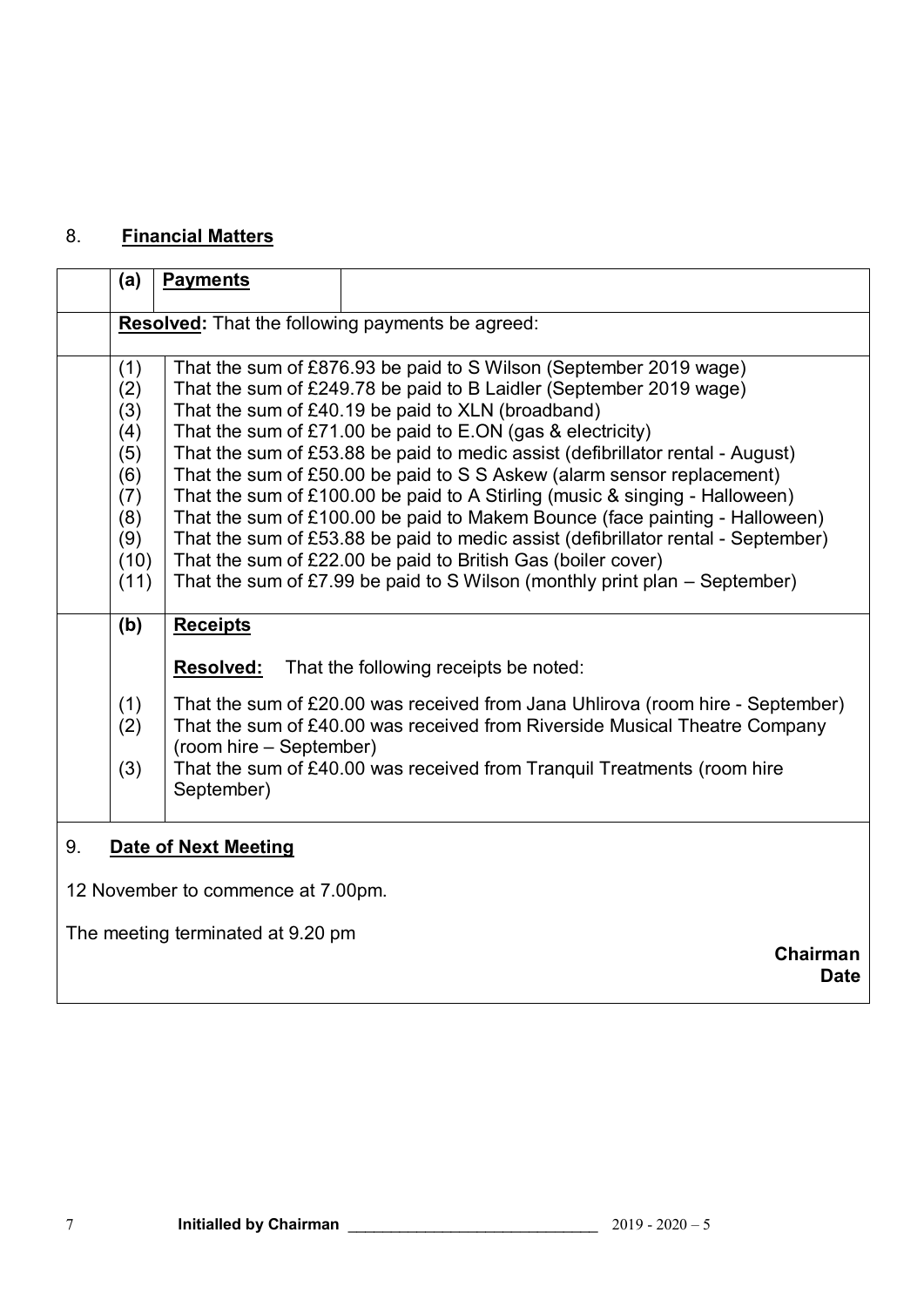## 8. **Financial Matters**

**(a) Payments**

**Resolved:** That the following payments be agreed:

(1) That the sum of £876.93 be paid to S Wilson (September 2019 wage)
(2) That the sum of £249.78 be paid to B Laidler (September 2019 wage)
(3) That the sum of £40.19 be paid to XLN (broadband)
(4) That the sum of £71.00 be paid to E.ON (gas & electricity)
(5) That the sum of £53.88 be paid to medic assist (defibrillator rental - August)
(6) That the sum of £50.00 be paid to S S Askew (alarm sensor replacement)
(7) That the sum of £100.00 be paid to A Stirling (music & singing - Halloween)
(8) That the sum of £100.00 be paid to Makem Bounce (face painting - Halloween)
(9) That the sum of £53.88 be paid to medic assist (defibrillator rental - September)
(10) That the sum of £22.00 be paid to British Gas (boiler cover)
(11) That the sum of £7.99 be paid to S Wilson (monthly print plan – September)

**(b) Receipts**

**Resolved:** That the following receipts be noted:

(1) That the sum of £20.00 was received from Jana Uhlirova (room hire - September)
(2) That the sum of £40.00 was received from Riverside Musical Theatre Company (room hire – September)
(3) That the sum of £40.00 was received from Tranquil Treatments (room hire September)

## 9. **Date of Next Meeting**

12 November to commence at 7.00pm.

The meeting terminated at 9.20 pm

**Chairman**
**Date**

**Initialled by Chairman** ____________________________ 2019 - 2020 – 5